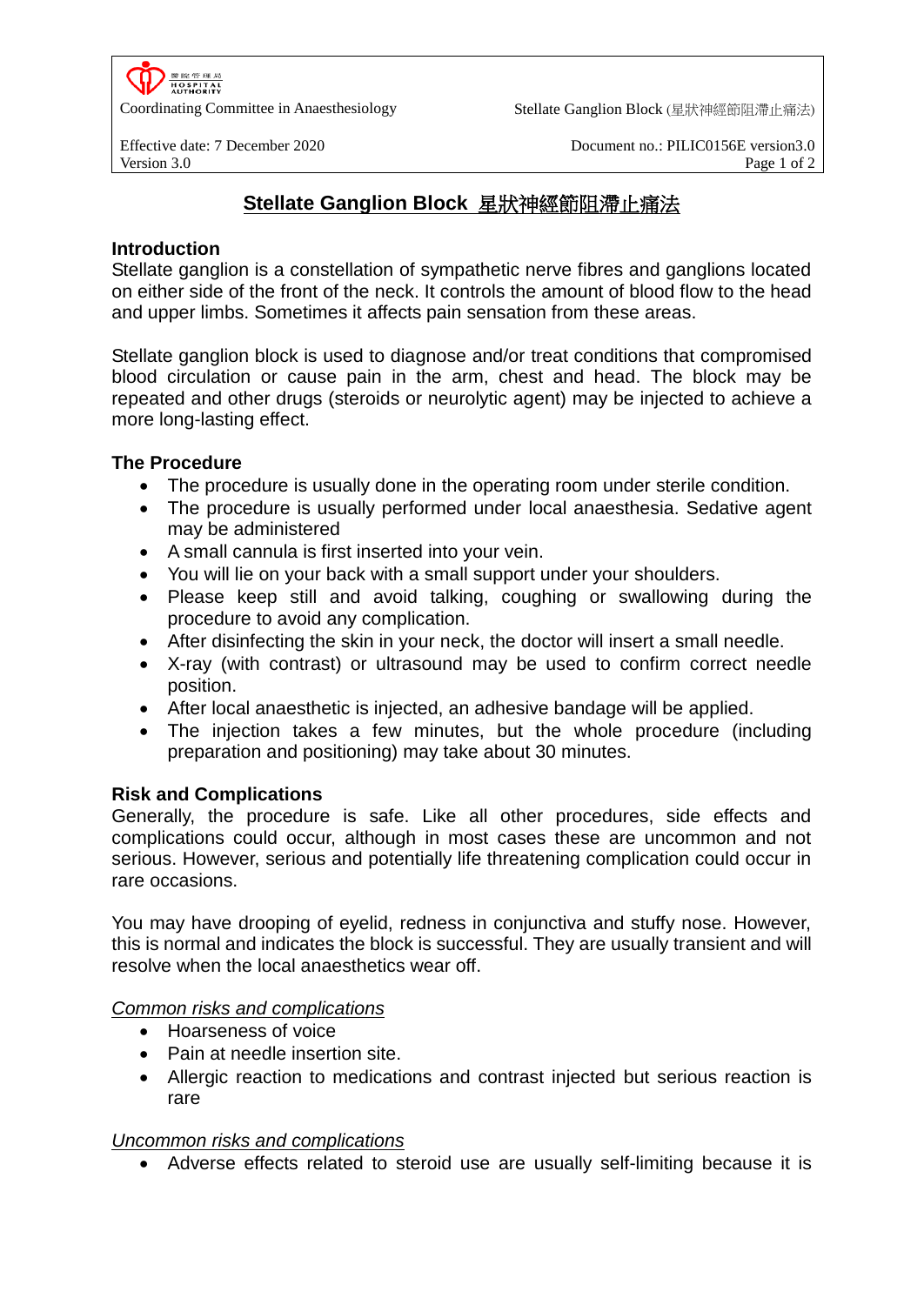# Stellate Ganglion Block 星狀神經節阻滯止痛法

## Introduction

Stellate ganglion is a constellation of sympathetic nerve fibres and ganglions located on either side of the front of the neck. It controls the amount of blood flow to the head and upper limbs. Sometimes it affects pain sensation from these areas.

Stellate ganglion block is used to diagnose and/or treat conditions that compromised blood circulation or cause pain in the arm, chest and head. The block may be repeated and other drugs (steroids or neurolytic agent) may be injected to achieve a more long-lasting effect.

## The Procedure

- The procedure is usually done in the operating room under sterile condition.
- The procedure is usually performed under local anaesthesia. Sedative agent may be administered
- A small cannula is first inserted into your vein.
- You will lie on your back with a small support under your shoulders.
- Please keep still and avoid talking, coughing or swallowing during the procedure to avoid any complication.
- After disinfecting the skin in your neck, the doctor will insert a small needle.
- X-ray (with contrast) or ultrasound may be used to confirm correct needle position.
- After local anaesthetic is injected, an adhesive bandage will be applied.
- The injection takes a few minutes, but the whole procedure (including preparation and positioning) may take about 30 minutes.

## Risk and Complications

Generally, the procedure is safe. Like all other procedures, side effects and complications could occur, although in most cases these are uncommon and not serious. However, serious and potentially life threatening complication could occur in rare occasions.

You may have drooping of eyelid, redness in conjunctiva and stuffy nose. However, this is normal and indicates the block is successful. They are usually transient and will resolve when the local anaesthetics wear off.

*Common risks and complications*

- Hoarseness of voice
- Pain at needle insertion site.
- Allergic reaction to medications and contrast injected but serious reaction is rare

*Uncommon risks and complications*

- Adverse effects related to steroid use are usually self-limiting because it is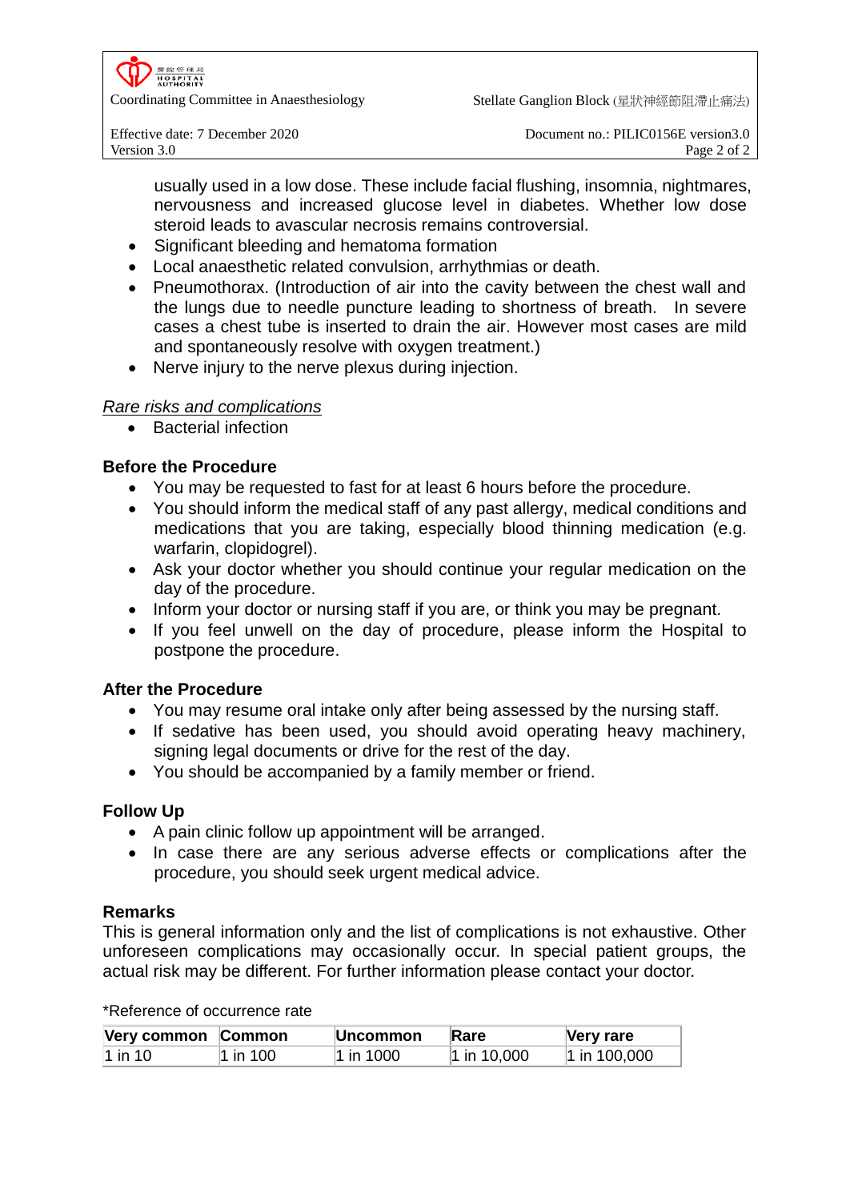usually used in a low dose. These include facial flushing, insomnia, nightmares, nervousness and increased glucose level in diabetes. Whether low dose steroid leads to avascular necrosis remains controversial.

- Significant bleeding and hematoma formation
- Local anaesthetic related convulsion, arrhythmias or death.
- Pneumothorax. (Introduction of air into the cavity between the chest wall and the lungs due to needle puncture leading to shortness of breath. In severe cases a chest tube is inserted to drain the air. However most cases are mild and spontaneously resolve with oxygen treatment.)
- Nerve injury to the nerve plexus during injection.

*Rare risks and complications*

- Bacterial infection

### Before the Procedure

- You may be requested to fast for at least 6 hours before the procedure.
- You should inform the medical staff of any past allergy, medical conditions and medications that you are taking, especially blood thinning medication (e.g. warfarin, clopidogrel).
- Ask your doctor whether you should continue your regular medication on the day of the procedure.
- Inform your doctor or nursing staff if you are, or think you may be pregnant.
- If you feel unwell on the day of procedure, please inform the Hospital to postpone the procedure.

### After the Procedure

- You may resume oral intake only after being assessed by the nursing staff.
- If sedative has been used, you should avoid operating heavy machinery, signing legal documents or drive for the rest of the day.
- You should be accompanied by a family member or friend.

### Follow Up

- A pain clinic follow up appointment will be arranged.
- In case there are any serious adverse effects or complications after the procedure, you should seek urgent medical advice.

### Remarks

This is general information only and the list of complications is not exhaustive. Other unforeseen complications may occasionally occur. In special patient groups, the actual risk may be different. For further information please contact your doctor.

*Reference of occurrence rate

| Very common | Common | Uncommon | Rare | Very rare |
|---|---|---|---|---|
| 1 in 10 | 1 in 100 | 1 in 1000 | 1 in 10,000 | 1 in 100,000 |